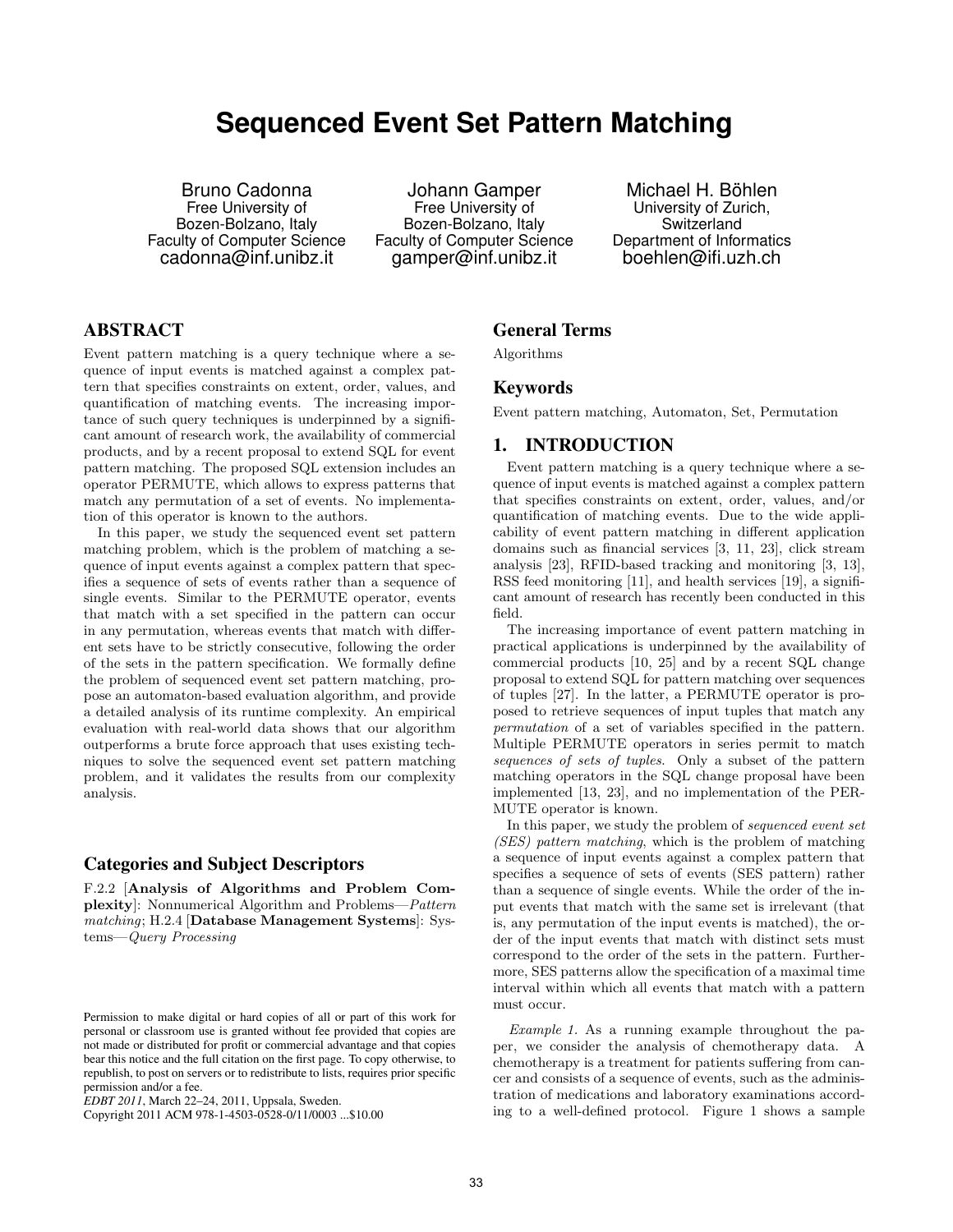# Sequenced Event Set Pattern Matching

Bruno Cadonna
Free University of Bozen-Bolzano, Italy
Faculty of Computer Science
cadonna@inf.unibz.it

Johann Gamper
Free University of Bozen-Bolzano, Italy
Faculty of Computer Science
gamper@inf.unibz.it

Michael H. Böhlen
University of Zurich, Switzerland
Department of Informatics
boehlen@ifi.uzh.ch

## ABSTRACT

Event pattern matching is a query technique where a sequence of input events is matched against a complex pattern that specifies constraints on extent, order, values, and quantification of matching events. The increasing importance of such query techniques is underpinned by a significant amount of research work, the availability of commercial products, and by a recent proposal to extend SQL for event pattern matching. The proposed SQL extension includes an operator PERMUTE, which allows to express patterns that match any permutation of a set of events. No implementation of this operator is known to the authors.

In this paper, we study the sequenced event set pattern matching problem, which is the problem of matching a sequence of input events against a complex pattern that specifies a sequence of sets of events rather than a sequence of single events. Similar to the PERMUTE operator, events that match with a set specified in the pattern can occur in any permutation, whereas events that match with different sets have to be strictly consecutive, following the order of the sets in the pattern specification. We formally define the problem of sequenced event set pattern matching, propose an automaton-based evaluation algorithm, and provide a detailed analysis of its runtime complexity. An empirical evaluation with real-world data shows that our algorithm outperforms a brute force approach that uses existing techniques to solve the sequenced event set pattern matching problem, and it validates the results from our complexity analysis.

## Categories and Subject Descriptors

F.2.2 [**Analysis of Algorithms and Problem Complexity**]: Nonnumerical Algorithm and Problems—*Pattern matching*; H.2.4 [**Database Management Systems**]: Systems—*Query Processing*

Permission to make digital or hard copies of all or part of this work for personal or classroom use is granted without fee provided that copies are not made or distributed for profit or commercial advantage and that copies bear this notice and the full citation on the first page. To copy otherwise, to republish, to post on servers or to redistribute to lists, requires prior specific permission and/or a fee.
*EDBT 2011*, March 22–24, 2011, Uppsala, Sweden.
Copyright 2011 ACM 978-1-4503-0528-0/11/0003 ...$10.00

## General Terms

Algorithms

## Keywords

Event pattern matching, Automaton, Set, Permutation

## 1. INTRODUCTION

Event pattern matching is a query technique where a sequence of input events is matched against a complex pattern that specifies constraints on extent, order, values, and/or quantification of matching events. Due to the wide applicability of event pattern matching in different application domains such as financial services [3, 11, 23], click stream analysis [23], RFID-based tracking and monitoring [3, 13], RSS feed monitoring [11], and health services [19], a significant amount of research has recently been conducted in this field.

The increasing importance of event pattern matching in practical applications is underpinned by the availability of commercial products [10, 25] and by a recent SQL change proposal to extend SQL for pattern matching over sequences of tuples [27]. In the latter, a PERMUTE operator is proposed to retrieve sequences of input tuples that match any *permutation* of a set of variables specified in the pattern. Multiple PERMUTE operators in series permit to match *sequences of sets of tuples*. Only a subset of the pattern matching operators in the SQL change proposal have been implemented [13, 23], and no implementation of the PERMUTE operator is known.

In this paper, we study the problem of *sequenced event set (SES) pattern matching*, which is the problem of matching a sequence of input events against a complex pattern that specifies a sequence of sets of events (SES pattern) rather than a sequence of single events. While the order of the input events that match with the same set is irrelevant (that is, any permutation of the input events is matched), the order of the input events that match with distinct sets must correspond to the order of the sets in the pattern. Furthermore, SES patterns allow the specification of a maximal time interval within which all events that match with a pattern must occur.

*Example 1.* As a running example throughout the paper, we consider the analysis of chemotherapy data. A chemotherapy is a treatment for patients suffering from cancer and consists of a sequence of events, such as the administration of medications and laboratory examinations according to a well-defined protocol. Figure 1 shows a sample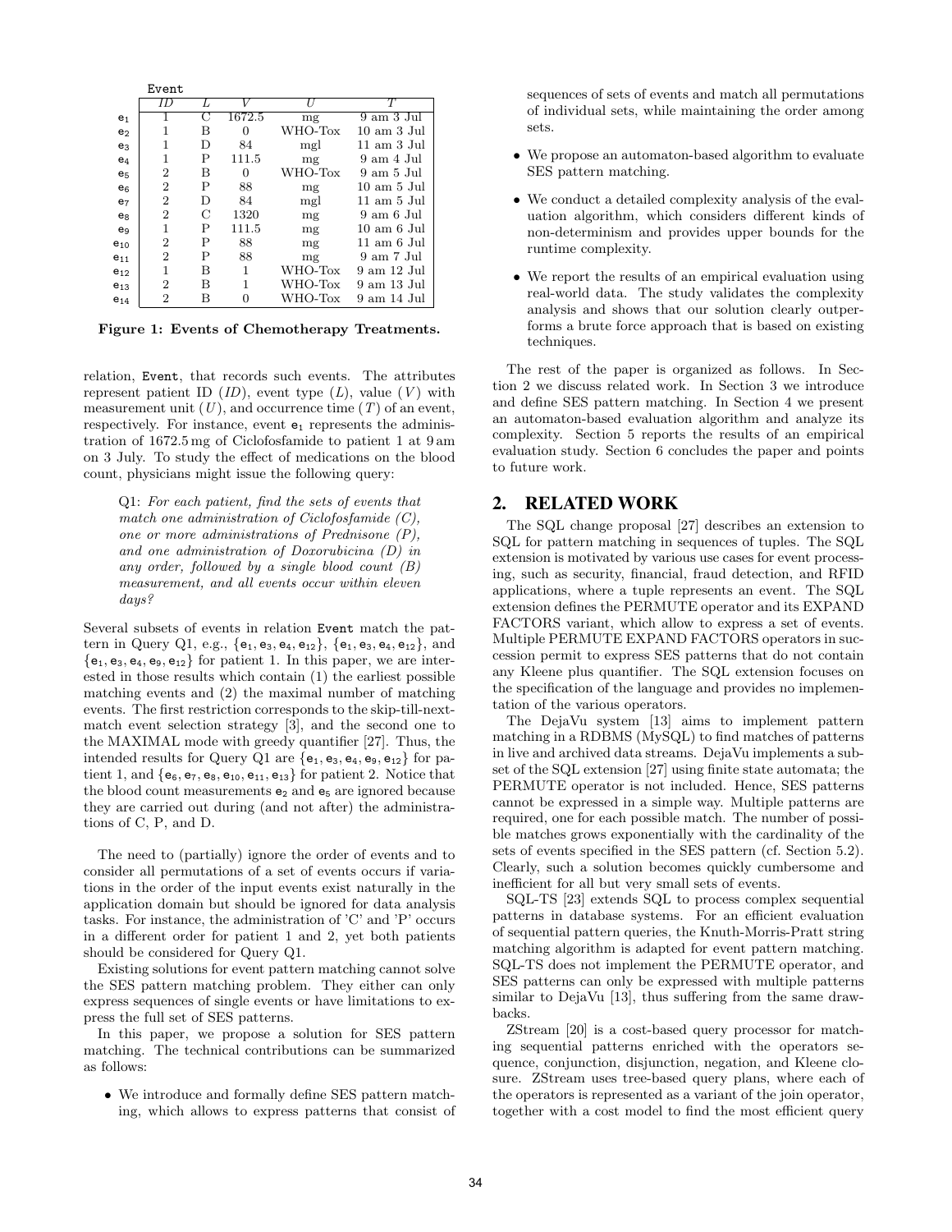| | Event | | | | |
|---|---|---|---|---|---|
| | *ID* | *L* | *V* | *U* | *T* |
| $e_1$ | 1 | C | 1672.5 | mg | 9 am 3 Jul |
| $e_2$ | 1 | B | 0 | WHO-Tox | 10 am 3 Jul |
| $e_3$ | 1 | D | 84 | mgl | 11 am 3 Jul |
| $e_4$ | 1 | P | 111.5 | mg | 9 am 4 Jul |
| $e_5$ | 2 | B | 0 | WHO-Tox | 9 am 5 Jul |
| $e_6$ | 2 | P | 88 | mg | 10 am 5 Jul |
| $e_7$ | 2 | D | 84 | mgl | 11 am 5 Jul |
| $e_8$ | 2 | C | 1320 | mg | 9 am 6 Jul |
| $e_9$ | 1 | P | 111.5 | mg | 10 am 6 Jul |
| $e_{10}$ | 2 | P | 88 | mg | 11 am 6 Jul |
| $e_{11}$ | 2 | P | 88 | mg | 9 am 7 Jul |
| $e_{12}$ | 1 | B | 1 | WHO-Tox | 9 am 12 Jul |
| $e_{13}$ | 2 | B | 1 | WHO-Tox | 9 am 13 Jul |
| $e_{14}$ | 2 | B | 0 | WHO-Tox | 9 am 14 Jul |

**Figure 1: Events of Chemotherapy Treatments.**

relation, Event, that records such events. The attributes represent patient ID ($ID$), event type ($L$), value ($V$) with measurement unit ($U$), and occurrence time ($T$) of an event, respectively. For instance, event $e_1$ represents the administration of 1672.5 mg of Ciclofosfamide to patient 1 at 9 am on 3 July. To study the effect of medications on the blood count, physicians might issue the following query:

> Q1: *For each patient, find the sets of events that match one administration of Ciclofosfamide (C), one or more administrations of Prednisone (P), and one administration of Doxorubicina (D) in any order, followed by a single blood count (B) measurement, and all events occur within eleven days?*

Several subsets of events in relation Event match the pattern in Query Q1, e.g., $\{e_1, e_3, e_4, e_{12}\}$, $\{e_1, e_3, e_4, e_{12}\}$, and $\{e_1, e_3, e_4, e_9, e_{12}\}$ for patient 1. In this paper, we are interested in those results which contain (1) the earliest possible matching events and (2) the maximal number of matching events. The first restriction corresponds to the skip-till-next-match event selection strategy [3], and the second one to the MAXIMAL mode with greedy quantifier [27]. Thus, the intended results for Query Q1 are $\{e_1, e_3, e_4, e_9, e_{12}\}$ for patient 1, and $\{e_6, e_7, e_8, e_{10}, e_{11}, e_{13}\}$ for patient 2. Notice that the blood count measurements $e_2$ and $e_5$ are ignored because they are carried out during (and not after) the administrations of C, P, and D.

The need to (partially) ignore the order of events and to consider all permutations of a set of events occurs if variations in the order of the input events exist naturally in the application domain but should be ignored for data analysis tasks. For instance, the administration of 'C' and 'P' occurs in a different order for patient 1 and 2, yet both patients should be considered for Query Q1.

Existing solutions for event pattern matching cannot solve the SES pattern matching problem. They either can only express sequences of single events or have limitations to express the full set of SES patterns.

In this paper, we propose a solution for SES pattern matching. The technical contributions can be summarized as follows:

- We introduce and formally define SES pattern matching, which allows to express patterns that consist of sequences of sets of events and match all permutations of individual sets, while maintaining the order among sets.
- We propose an automaton-based algorithm to evaluate SES pattern matching.
- We conduct a detailed complexity analysis of the evaluation algorithm, which considers different kinds of non-determinism and provides upper bounds for the runtime complexity.
- We report the results of an empirical evaluation using real-world data. The study validates the complexity analysis and shows that our solution clearly outperforms a brute force approach that is based on existing techniques.

The rest of the paper is organized as follows. In Section 2 we discuss related work. In Section 3 we introduce and define SES pattern matching. In Section 4 we present an automaton-based evaluation algorithm and analyze its complexity. Section 5 reports the results of an empirical evaluation study. Section 6 concludes the paper and points to future work.

## 2. RELATED WORK

The SQL change proposal [27] describes an extension to SQL for pattern matching in sequences of tuples. The SQL extension is motivated by various use cases for event processing, such as security, financial, fraud detection, and RFID applications, where a tuple represents an event. The SQL extension defines the PERMUTE operator and its EXPAND FACTORS variant, which allow to express a set of events. Multiple PERMUTE EXPAND FACTORS operators in succession permit to express SES patterns that do not contain any Kleene plus quantifier. The SQL extension focuses on the specification of the language and provides no implementation of the various operators.

The DejaVu system [13] aims to implement pattern matching in a RDBMS (MySQL) to find matches of patterns in live and archived data streams. DejaVu implements a subset of the SQL extension [27] using finite state automata; the PERMUTE operator is not included. Hence, SES patterns cannot be expressed in a simple way. Multiple patterns are required, one for each possible match. The number of possible matches grows exponentially with the cardinality of the sets of events specified in the SES pattern (cf. Section 5.2). Clearly, such a solution becomes quickly cumbersome and inefficient for all but very small sets of events.

SQL-TS [23] extends SQL to process complex sequential patterns in database systems. For an efficient evaluation of sequential pattern queries, the Knuth-Morris-Pratt string matching algorithm is adapted for event pattern matching. SQL-TS does not implement the PERMUTE operator, and SES patterns can only be expressed with multiple patterns similar to DejaVu [13], thus suffering from the same drawbacks.

ZStream [20] is a cost-based query processor for matching sequential patterns enriched with the operators sequence, conjunction, disjunction, negation, and Kleene closure. ZStream uses tree-based query plans, where each of the operators is represented as a variant of the join operator, together with a cost model to find the most efficient query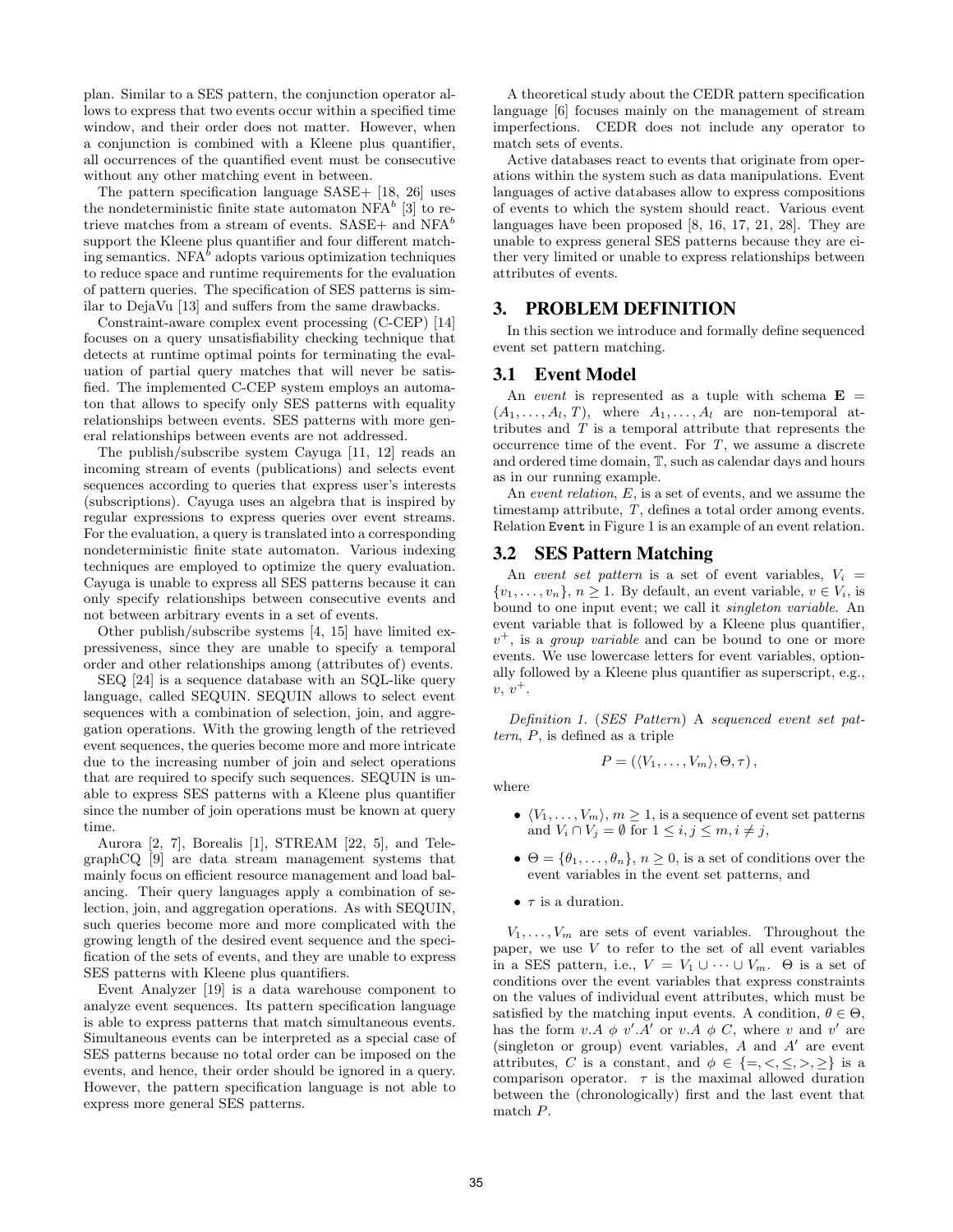plan. Similar to a SES pattern, the conjunction operator allows to express that two events occur within a specified time window, and their order does not matter. However, when a conjunction is combined with a Kleene plus quantifier, all occurrences of the quantified event must be consecutive without any other matching event in between.

The pattern specification language SASE+ [18, 26] uses the nondeterministic finite state automaton NFA$^b$ [3] to retrieve matches from a stream of events. SASE+ and NFA$^b$ support the Kleene plus quantifier and four different matching semantics. NFA$^b$ adopts various optimization techniques to reduce space and runtime requirements for the evaluation of pattern queries. The specification of SES patterns is similar to DejaVu [13] and suffers from the same drawbacks.

Constraint-aware complex event processing (C-CEP) [14] focuses on a query unsatisfiability checking technique that detects at runtime optimal points for terminating the evaluation of partial query matches that will never be satisfied. The implemented C-CEP system employs an automaton that allows to specify only SES patterns with equality relationships between events. SES patterns with more general relationships between events are not addressed.

The publish/subscribe system Cayuga [11, 12] reads an incoming stream of events (publications) and selects event sequences according to queries that express user's interests (subscriptions). Cayuga uses an algebra that is inspired by regular expressions to express queries over event streams. For the evaluation, a query is translated into a corresponding nondeterministic finite state automaton. Various indexing techniques are employed to optimize the query evaluation. Cayuga is unable to express all SES patterns because it can only specify relationships between consecutive events and not between arbitrary events in a set of events.

Other publish/subscribe systems [4, 15] have limited expressiveness, since they are unable to specify a temporal order and other relationships among (attributes of) events.

SEQ [24] is a sequence database with an SQL-like query language, called SEQUIN. SEQUIN allows to select event sequences with a combination of selection, join, and aggregation operations. With the growing length of the retrieved event sequences, the queries become more and more intricate due to the increasing number of join and select operations that are required to specify such sequences. SEQUIN is unable to express SES patterns with a Kleene plus quantifier since the number of join operations must be known at query time.

Aurora [2, 7], Borealis [1], STREAM [22, 5], and TelegraphCQ [9] are data stream management systems that mainly focus on efficient resource management and load balancing. Their query languages apply a combination of selection, join, and aggregation operations. As with SEQUIN, such queries become more and more complicated with the growing length of the desired event sequence and the specification of the sets of events, and they are unable to express SES patterns with Kleene plus quantifiers.

Event Analyzer [19] is a data warehouse component to analyze event sequences. Its pattern specification language is able to express patterns that match simultaneous events. Simultaneous events can be interpreted as a special case of SES patterns because no total order can be imposed on the events, and hence, their order should be ignored in a query. However, the pattern specification language is not able to express more general SES patterns.

A theoretical study about the CEDR pattern specification language [6] focuses mainly on the management of stream imperfections. CEDR does not include any operator to match sets of events.

Active databases react to events that originate from operations within the system such as data manipulations. Event languages of active databases allow to express compositions of events to which the system should react. Various event languages have been proposed [8, 16, 17, 21, 28]. They are unable to express general SES patterns because they are either very limited or unable to express relationships between attributes of events.

# 3. PROBLEM DEFINITION

In this section we introduce and formally define sequenced event set pattern matching.

## 3.1 Event Model

An *event* is represented as a tuple with schema $\mathbf{E} = (A_1, \dots, A_l, T)$, where $A_1, \dots, A_l$ are non-temporal attributes and $T$ is a temporal attribute that represents the occurrence time of the event. For $T$, we assume a discrete and ordered time domain, $\mathbb{T}$, such as calendar days and hours as in our running example.

An *event relation*, $E$, is a set of events, and we assume the timestamp attribute, $T$, defines a total order among events. Relation `Event` in Figure 1 is an example of an event relation.

## 3.2 SES Pattern Matching

An *event set pattern* is a set of event variables, $V_i = \{v_1, \dots, v_n\}$, $n \geq 1$. By default, an event variable, $v \in V_i$, is bound to one input event; we call it *singleton variable*. An event variable that is followed by a Kleene plus quantifier, $v^+$, is a *group variable* and can be bound to one or more events. We use lowercase letters for event variables, optionally followed by a Kleene plus quantifier as superscript, e.g., $v$, $v^+$.

*Definition 1.* (*SES Pattern*) A *sequenced event set pattern*, $P$, is defined as a triple

$$P = (\langle V_1, \dots, V_m \rangle, \Theta, \tau),$$

where

- $\langle V_1, \dots, V_m \rangle$, $m \geq 1$, is a sequence of event set patterns and $V_i \cap V_j = \emptyset$ for $1 \leq i, j \leq m, i \neq j$,
- $\Theta = \{\theta_1, \dots, \theta_n\}$, $n \geq 0$, is a set of conditions over the event variables in the event set patterns, and
- $\tau$ is a duration.

$V_1, \dots, V_m$ are sets of event variables. Throughout the paper, we use $V$ to refer to the set of all event variables in a SES pattern, i.e., $V = V_1 \cup \dots \cup V_m$. $\Theta$ is a set of conditions over the event variables that express constraints on the values of individual event attributes, which must be satisfied by the matching input events. A condition, $\theta \in \Theta$, has the form $v.A \ \phi \ v'.A'$ or $v.A \ \phi \ C$, where $v$ and $v'$ are (singleton or group) event variables, $A$ and $A'$ are event attributes, $C$ is a constant, and $\phi \in \{=, <, \leq, >, \geq\}$ is a comparison operator. $\tau$ is the maximal allowed duration between the (chronologically) first and the last event that match $P$.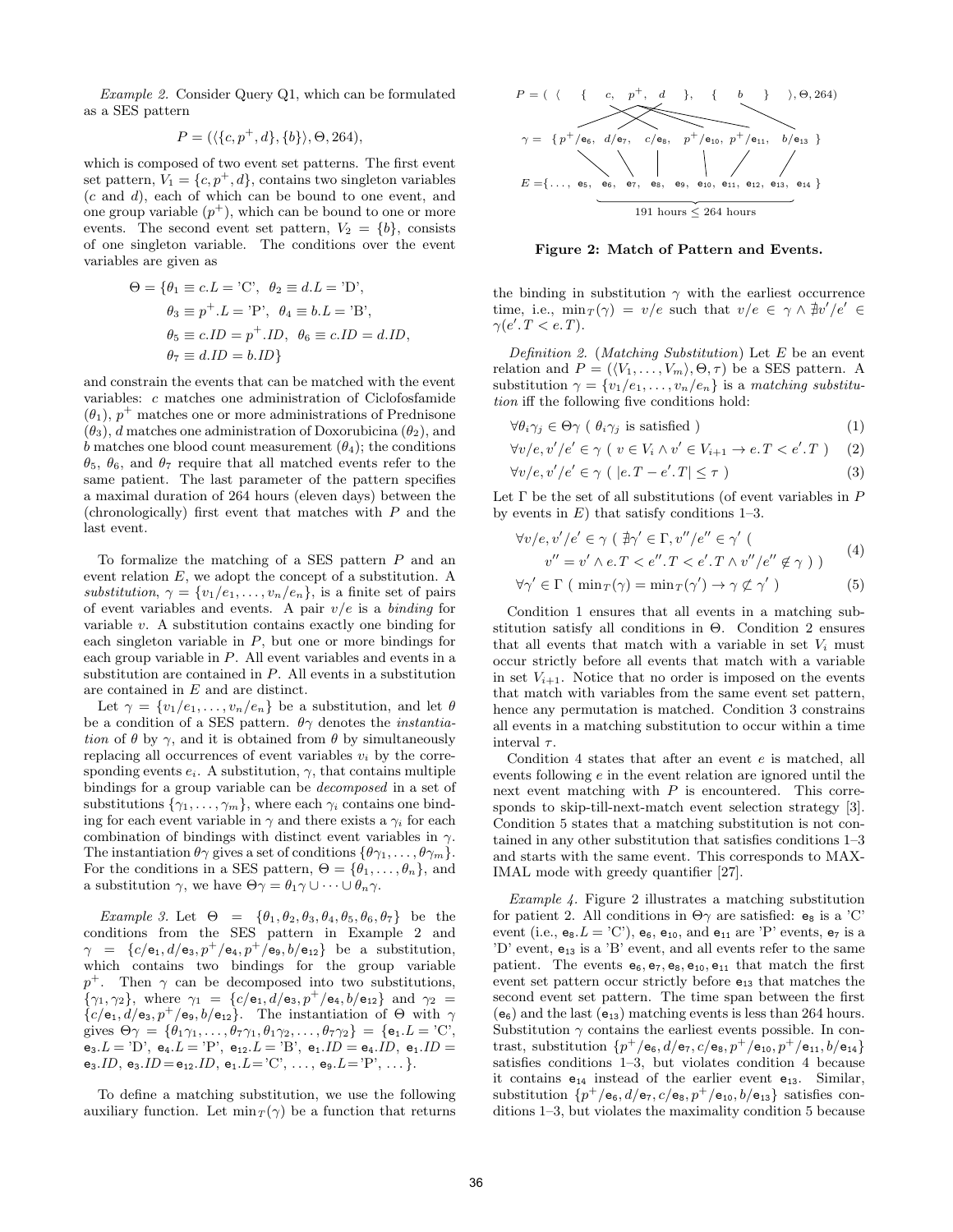*Example 2.* Consider Query Q1, which can be formulated as a SES pattern

$$P = (\langle\{c, p^+, d\}, \{b\}\rangle, \Theta, 264),$$

which is composed of two event set patterns. The first event set pattern, $V_1 = \{c, p^+, d\}$, contains two singleton variables ($c$ and $d$), each of which can be bound to one event, and one group variable ($p^+$), which can be bound to one or more events. The second event set pattern, $V_2 = \{b\}$, consists of one singleton variable. The conditions over the event variables are given as

$$\begin{aligned}\Theta = \{&\theta_1 \equiv c.L = \text{'C'},\ \theta_2 \equiv d.L = \text{'D'},\\ &\theta_3 \equiv p^+.L = \text{'P'},\ \theta_4 \equiv b.L = \text{'B'},\\ &\theta_5 \equiv c.ID = p^+.ID,\ \theta_6 \equiv c.ID = d.ID,\\ &\theta_7 \equiv d.ID = b.ID\}\end{aligned}$$

and constrain the events that can be matched with the event variables: $c$ matches one administration of Ciclofosfamide ($\theta_1$), $p^+$ matches one or more administrations of Prednisone ($\theta_3$), $d$ matches one administration of Doxorubicina ($\theta_2$), and $b$ matches one blood count measurement ($\theta_4$); the conditions $\theta_5$, $\theta_6$, and $\theta_7$ require that all matched events refer to the same patient. The last parameter of the pattern specifies a maximal duration of 264 hours (eleven days) between the (chronologically) first event that matches with $P$ and the last event.

To formalize the matching of a SES pattern $P$ and an event relation $E$, we adopt the concept of a substitution. A *substitution*, $\gamma = \{v_1/e_1, \ldots, v_n/e_n\}$, is a finite set of pairs of event variables and events. A pair $v/e$ is a *binding* for variable $v$. A substitution contains exactly one binding for each singleton variable in $P$, but one or more bindings for each group variable in $P$. All event variables and events in a substitution are contained in $P$. All events in a substitution are contained in $E$ and are distinct.

Let $\gamma = \{v_1/e_1, \ldots, v_n/e_n\}$ be a substitution, and let $\theta$ be a condition of a SES pattern. $\theta\gamma$ denotes the *instantiation* of $\theta$ by $\gamma$, and it is obtained from $\theta$ by simultaneously replacing all occurrences of event variables $v_i$ by the corresponding events $e_i$. A substitution, $\gamma$, that contains multiple bindings for a group variable can be *decomposed* in a set of substitutions $\{\gamma_1, \ldots, \gamma_m\}$, where each $\gamma_i$ contains one binding for each event variable in $\gamma$ and there exists a $\gamma_i$ for each combination of bindings with distinct event variables in $\gamma$. The instantiation $\theta\gamma$ gives a set of conditions $\{\theta\gamma_1, \ldots, \theta\gamma_m\}$. For the conditions in a SES pattern, $\Theta = \{\theta_1, \ldots, \theta_n\}$, and a substitution $\gamma$, we have $\Theta\gamma = \theta_1\gamma \cup \cdots \cup \theta_n\gamma$.

*Example 3.* Let $\Theta = \{\theta_1, \theta_2, \theta_3, \theta_4, \theta_5, \theta_6, \theta_7\}$ be the conditions from the SES pattern in Example 2 and $\gamma = \{c/e_1, d/e_3, p^+/e_4, p^+/e_9, b/e_{12}\}$ be a substitution, which contains two bindings for the group variable $p^+$. Then $\gamma$ can be decomposed into two substitutions, $\{\gamma_1, \gamma_2\}$, where $\gamma_1 = \{c/e_1, d/e_3, p^+/e_4, b/e_{12}\}$ and $\gamma_2 = \{c/e_1, d/e_3, p^+/e_9, b/e_{12}\}$. The instantiation of $\Theta$ with $\gamma$ gives $\Theta\gamma = \{\theta_1\gamma_1, \ldots, \theta_7\gamma_1, \theta_1\gamma_2, \ldots, \theta_7\gamma_2\} = \{e_1.L = \text{'C'}$, $e_3.L = \text{'D'}$, $e_4.L = \text{'P'}$, $e_{12}.L = \text{'B'}$, $e_1.ID = e_4.ID$, $e_1.ID = e_3.ID$, $e_3.ID = e_{12}.ID$, $e_1.L = \text{'C'}$, $\ldots$, $e_9.L = \text{'P'}$, $\ldots\}$.

To define a matching substitution, we use the following auxiliary function. Let $\min_T(\gamma)$ be a function that returns the binding in substitution $\gamma$ with the earliest occurrence time, i.e., $\min_T(\gamma) = v/e$ such that $v/e \in \gamma \wedge \nexists v'/e' \in \gamma(e'.T < e.T)$.

*Definition 2.* (*Matching Substitution*) Let $E$ be an event relation and $P = (\langle V_1, \ldots, V_m\rangle, \Theta, \tau)$ be a SES pattern. A substitution $\gamma = \{v_1/e_1, \ldots, v_n/e_n\}$ is a *matching substitution* iff the following five conditions hold:

$$\forall \theta_i\gamma_j \in \Theta\gamma\ (\ \theta_i\gamma_j \text{ is satisfied }) \tag{1}$$

$$\forall v/e, v'/e' \in \gamma\ (\ v \in V_i \wedge v' \in V_{i+1} \rightarrow e.T < e'.T\ ) \tag{2}$$

$$\forall v/e, v'/e' \in \gamma\ (\ |e.T - e'.T| \leq \tau\ ) \tag{3}$$

Let $\Gamma$ be the set of all substitutions (of event variables in $P$ by events in $E$) that satisfy conditions 1–3.

$$\begin{aligned}\forall v/e, v'/e' \in \gamma\ (\ &\nexists\gamma' \in \Gamma, v''/e'' \in \gamma'\ (\\ &v'' = v' \wedge e.T < e''.T < e'.T \wedge v''/e'' \notin \gamma\ )\ )\end{aligned} \tag{4}$$

$$\forall \gamma' \in \Gamma\ (\ \min_T(\gamma) = \min_T(\gamma') \rightarrow \gamma \not\subset \gamma'\ ) \tag{5}$$

Condition 1 ensures that all events in a matching substitution satisfy all conditions in $\Theta$. Condition 2 ensures that all events that match with a variable in set $V_i$ must occur strictly before all events that match with a variable in set $V_{i+1}$. Notice that no order is imposed on the events that match with variables from the same event set pattern, hence any permutation is matched. Condition 3 constrains all events in a matching substitution to occur within a time interval $\tau$.

Condition 4 states that after an event $e$ is matched, all events following $e$ in the event relation are ignored until the next event matching with $P$ is encountered. This corresponds to skip-till-next-match event selection strategy [3]. Condition 5 states that a matching substitution is not contained in any other substitution that satisfies conditions 1–3 and starts with the same event. This corresponds to MAXIMAL mode with greedy quantifier [27].

*Example 4.* Figure 2 illustrates a matching substitution for patient 2. All conditions in $\Theta\gamma$ are satisfied: $e_8$ is a 'C' event (i.e., $e_8.L = \text{'C'}$), $e_6$, $e_{10}$, and $e_{11}$ are 'P' events, $e_7$ is a 'D' event, $e_{13}$ is a 'B' event, and all events refer to the same patient. The events $e_6, e_7, e_8, e_{10}, e_{11}$ that match the first event set pattern occur strictly before $e_{13}$ that matches the second event set pattern. The time span between the first ($e_6$) and the last ($e_{13}$) matching events is less than 264 hours. Substitution $\gamma$ contains the earliest events possible. In contrast, substitution $\{p^+/e_6, d/e_7, c/e_8, p^+/e_{10}, p^+/e_{11}, b/e_{14}\}$ satisfies conditions 1–3, but violates condition 4 because it contains $e_{14}$ instead of the earlier event $e_{13}$. Similar, substitution $\{p^+/e_6, d/e_7, c/e_8, p^+/e_{10}, b/e_{13}\}$ satisfies conditions 1–3, but violates the maximality condition 5 because

$$P = (\ \langle\ \{\ c,\ p^+,\ d\ \},\ \{\ b\ \}\ \rangle, \Theta, 264)$$

$$\gamma = \{\ p^+/e_6,\ d/e_7,\ c/e_8,\ p^+/e_{10},\ p^+/e_{11},\ b/e_{13}\ \}$$

$$E = \{\ldots,\ e_5,\ e_6,\ e_7,\ e_8,\ e_9,\ e_{10},\ e_{11},\ e_{12},\ e_{13},\ e_{14}\ \}$$

191 hours $\leq$ 264 hours

**Figure 2: Match of Pattern and Events.**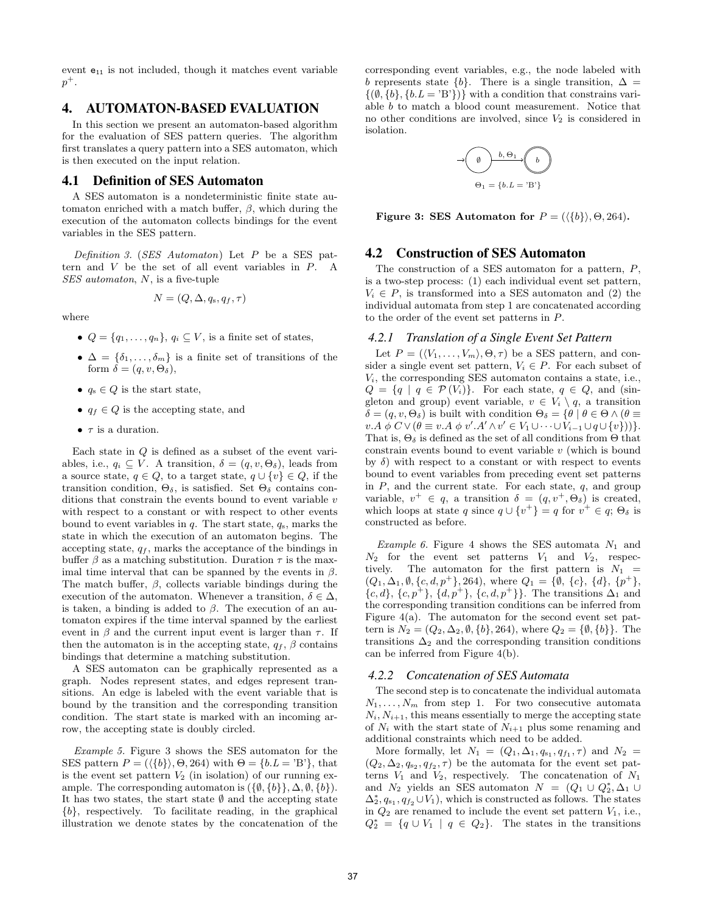event $e_{11}$ is not included, though it matches event variable $p^+$.

## 4. AUTOMATON-BASED EVALUATION

In this section we present an automaton-based algorithm for the evaluation of SES pattern queries. The algorithm first translates a query pattern into a SES automaton, which is then executed on the input relation.

### 4.1 Definition of SES Automaton

A SES automaton is a nondeterministic finite state automaton enriched with a match buffer, $\beta$, which during the execution of the automaton collects bindings for the event variables in the SES pattern.

*Definition 3.* (*SES Automaton*) Let $P$ be a SES pattern and $V$ be the set of all event variables in $P$. A *SES automaton*, $N$, is a five-tuple

$$N = (Q, \Delta, q_s, q_f, \tau)$$

where

- $Q = \{q_1, \ldots, q_n\}$, $q_i \subseteq V$, is a finite set of states,
- $\Delta = \{\delta_1, \ldots, \delta_m\}$ is a finite set of transitions of the form $\delta = (q, v, \Theta_\delta)$,
- $q_s \in Q$ is the start state,
- $q_f \in Q$ is the accepting state, and
- $\tau$ is a duration.

Each state in $Q$ is defined as a subset of the event variables, i.e., $q_i \subseteq V$. A transition, $\delta = (q, v, \Theta_\delta)$, leads from a source state, $q \in Q$, to a target state, $q \cup \{v\} \in Q$, if the transition condition, $\Theta_\delta$, is satisfied. Set $\Theta_\delta$ contains conditions that constrain the events bound to event variable $v$ with respect to a constant or with respect to other events bound to event variables in $q$. The start state, $q_s$, marks the state in which the execution of an automaton begins. The accepting state, $q_f$, marks the acceptance of the bindings in buffer $\beta$ as a matching substitution. Duration $\tau$ is the maximal time interval that can be spanned by the events in $\beta$. The match buffer, $\beta$, collects variable bindings during the execution of the automaton. Whenever a transition, $\delta \in \Delta$, is taken, a binding is added to $\beta$. The execution of an automaton expires if the time interval spanned by the earliest event in $\beta$ and the current input event is larger than $\tau$. If then the automaton is in the accepting state, $q_f$, $\beta$ contains bindings that determine a matching substitution.

A SES automaton can be graphically represented as a graph. Nodes represent states, and edges represent transitions. An edge is labeled with the event variable that is bound by the transition and the corresponding transition condition. The start state is marked with an incoming arrow, the accepting state is doubly circled.

*Example 5.* Figure 3 shows the SES automaton for the SES pattern $P = (\langle\{b\}\rangle, \Theta, 264)$ with $\Theta = \{b.L = \text{'B'}\}$, that is the event set pattern $V_2$ (in isolation) of our running example. The corresponding automaton is $(\{\emptyset, \{b\}\}, \Delta, \emptyset, \{b\})$. It has two states, the start state $\emptyset$ and the accepting state $\{b\}$, respectively. To facilitate reading, in the graphical illustration we denote states by the concatenation of the corresponding event variables, e.g., the node labeled with $b$ represents state $\{b\}$. There is a single transition, $\Delta = \{(\emptyset, \{b\}, \{b.L = \text{'B'}\})\}$ with a condition that constrains variable $b$ to match a blood count measurement. Notice that no other conditions are involved, since $V_2$ is considered in isolation.

$\Theta_1 = \{b.L = \text{'B'}\}$

**Figure 3: SES Automaton for $P = (\langle\{b\}\rangle, \Theta, 264)$.**

### 4.2 Construction of SES Automaton

The construction of a SES automaton for a pattern, $P$, is a two-step process: (1) each individual event set pattern, $V_i \in P$, is transformed into a SES automaton and (2) the individual automata from step 1 are concatenated according to the order of the event set patterns in $P$.

#### 4.2.1 Translation of a Single Event Set Pattern

Let $P = (\langle V_1, \ldots, V_m\rangle, \Theta, \tau)$ be a SES pattern, and consider a single event set pattern, $V_i \in P$. For each subset of $V_i$, the corresponding SES automaton contains a state, i.e., $Q = \{q \mid q \in \mathcal{P}(V_i)\}$. For each state, $q \in Q$, and (singleton and group) event variable, $v \in V_i \setminus q$, a transition $\delta = (q, v, \Theta_\delta)$ is built with condition $\Theta_\delta = \{\theta \mid \theta \in \Theta \wedge (\theta \equiv v.A\ \phi\ C \vee (\theta \equiv v.A\ \phi\ v'.A' \wedge v' \in V_1 \cup \cdots \cup V_{i-1} \cup q \cup \{v\}))\}$. That is, $\Theta_\delta$ is defined as the set of all conditions from $\Theta$ that constrain events bound to event variable $v$ (which is bound by $\delta$) with respect to a constant or with respect to events bound to event variables from preceding event set patterns in $P$, and the current state. For each state, $q$, and group variable, $v^+ \in q$, a transition $\delta = (q, v^+, \Theta_\delta)$ is created, which loops at state $q$ since $q \cup \{v^+\} = q$ for $v^+ \in q$; $\Theta_\delta$ is constructed as before.

*Example 6.* Figure 4 shows the SES automata $N_1$ and $N_2$ for the event set patterns $V_1$ and $V_2$, respectively. The automaton for the first pattern is $N_1 = (Q_1, \Delta_1, \emptyset, \{c, d, p^+\}, 264)$, where $Q_1 = \{\emptyset, \{c\}, \{d\}, \{p^+\}, \{c, d\}, \{c, p^+\}, \{d, p^+\}, \{c, d, p^+\}\}$. The transitions $\Delta_1$ and the corresponding transition conditions can be inferred from Figure 4(a). The automaton for the second event set pattern is $N_2 = (Q_2, \Delta_2, \emptyset, \{b\}, 264)$, where $Q_2 = \{\emptyset, \{b\}\}$. The transitions $\Delta_2$ and the corresponding transition conditions can be inferred from Figure 4(b).

#### 4.2.2 Concatenation of SES Automata

The second step is to concatenate the individual automata $N_1, \ldots, N_m$ from step 1. For two consecutive automata $N_i, N_{i+1}$, this means essentially to merge the accepting state of $N_i$ with the start state of $N_{i+1}$ plus some renaming and additional constraints which need to be added.

More formally, let $N_1 = (Q_1, \Delta_1, q_{s_1}, q_{f_1}, \tau)$ and $N_2 = (Q_2, \Delta_2, q_{s_2}, q_{f_2}, \tau)$ be the automata for the event set patterns $V_1$ and $V_2$, respectively. The concatenation of $N_1$ and $N_2$ yields an SES automaton $N = (Q_1 \cup Q_2^*, \Delta_1 \cup \Delta_2^*, q_{s_1}, q_{f_2} \cup V_1)$, which is constructed as follows. The states in $Q_2$ are renamed to include the event set pattern $V_1$, i.e., $Q_2^* = \{q \cup V_1 \mid q \in Q_2\}$. The states in the transitions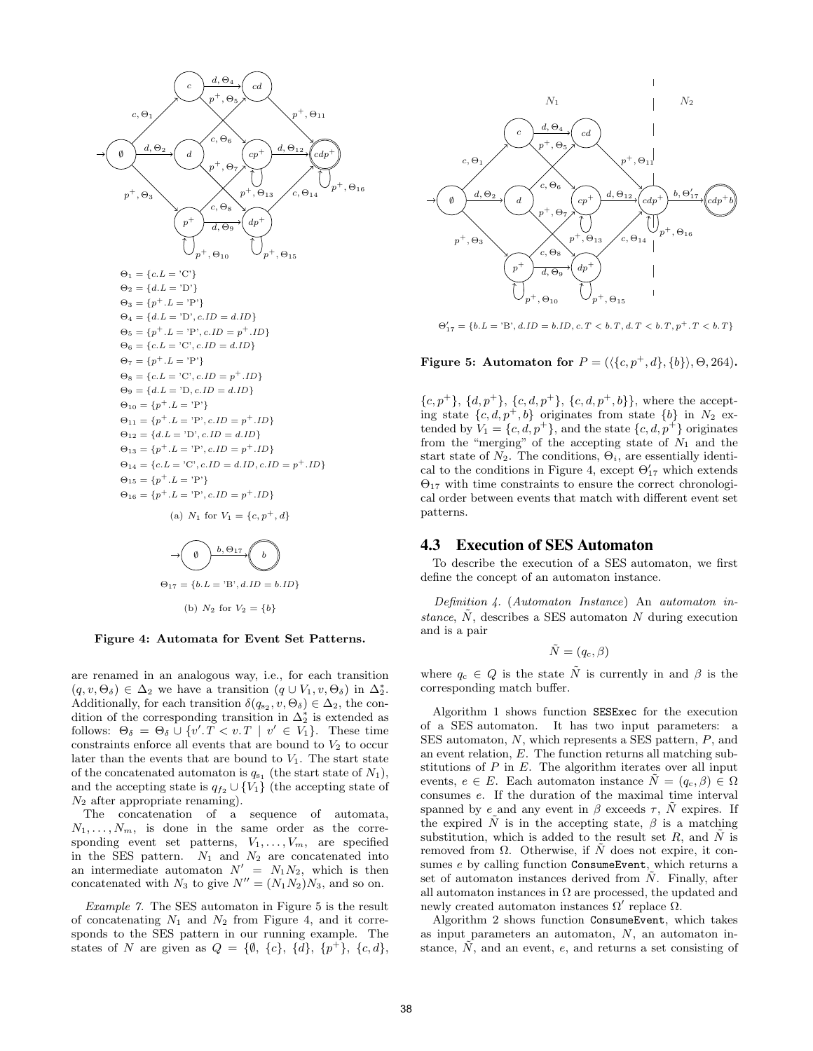$\Theta_1 = \{c.L = \text{'C'}\}$
$\Theta_2 = \{d.L = \text{'D'}\}$
$\Theta_3 = \{p^+.L = \text{'P'}\}$
$\Theta_4 = \{d.L = \text{'D'}, c.ID = d.ID\}$
$\Theta_5 = \{p^+.L = \text{'P'}, c.ID = p^+.ID\}$
$\Theta_6 = \{c.L = \text{'C'}, c.ID = d.ID\}$
$\Theta_7 = \{p^+.L = \text{'P'}\}$
$\Theta_8 = \{c.L = \text{'C'}, c.ID = p^+.ID\}$
$\Theta_9 = \{d.L = \text{'D}, c.ID = d.ID\}$
$\Theta_{10} = \{p^+.L = \text{'P'}\}$
$\Theta_{11} = \{p^+.L = \text{'P'}, c.ID = p^+.ID\}$
$\Theta_{12} = \{d.L = \text{'D'}, c.ID = d.ID\}$
$\Theta_{13} = \{p^+.L = \text{'P'}, c.ID = p^+.ID\}$
$\Theta_{14} = \{c.L = \text{'C'}, c.ID = d.ID, c.ID = p^+.ID\}$
$\Theta_{15} = \{p^+.L = \text{'P'}\}$
$\Theta_{16} = \{p^+.L = \text{'P'}, c.ID = p^+.ID\}$

(a) $N_1$ for $V_1 = \{c, p^+, d\}$

$\Theta_{17} = \{b.L = \text{'B'}, d.ID = b.ID\}$

(b) $N_2$ for $V_2 = \{b\}$

**Figure 4: Automata for Event Set Patterns.**

are renamed in an analogous way, i.e., for each transition $(q, v, \Theta_\delta) \in \Delta_2$ we have a transition $(q \cup V_1, v, \Theta_\delta)$ in $\Delta_2^*$. Additionally, for each transition $\delta(q_{s_2}, v, \Theta_\delta) \in \Delta_2$, the condition of the corresponding transition in $\Delta_2^*$ is extended as follows: $\Theta_\delta = \Theta_\delta \cup \{v'.T < v.T \mid v' \in V_1\}$. These time constraints enforce all events that are bound to $V_2$ to occur later than the events that are bound to $V_1$. The start state of the concatenated automaton is $q_{s_1}$ (the start state of $N_1$), and the accepting state is $q_{f_2} \cup \{V_1\}$ (the accepting state of $N_2$ after appropriate renaming).

The concatenation of a sequence of automata, $N_1, \ldots, N_m$, is done in the same order as the corresponding event set patterns, $V_1, \ldots, V_m$, are specified in the SES pattern. $N_1$ and $N_2$ are concatenated into an intermediate automaton $N' = N_1N_2$, which is then concatenated with $N_3$ to give $N'' = (N_1N_2)N_3$, and so on.

*Example 7.* The SES automaton in Figure 5 is the result of concatenating $N_1$ and $N_2$ from Figure 4, and it corresponds to the SES pattern in our running example. The states of $N$ are given as $Q = \{\emptyset, \{c\}, \{d\}, \{p^+\}, \{c, d\},$ $\{c, p^+\}, \{d, p^+\}, \{c, d, p^+\}, \{c, d, p^+, b\}\}$, where the accepting state $\{c, d, p^+, b\}$ originates from state $\{b\}$ in $N_2$ extended by $V_1 = \{c, d, p^+\}$, and the state $\{c, d, p^+\}$ originates from the "merging" of the accepting state of $N_1$ and the start state of $N_2$. The conditions, $\Theta_i$, are essentially identical to the conditions in Figure 4, except $\Theta'_{17}$ which extends $\Theta_{17}$ with time constraints to ensure the correct chronological order between events that match with different event set patterns.

$\Theta'_{17} = \{b.L = \text{'B'}, d.ID = b.ID, c.T < b.T, d.T < b.T, p^+.T < b.T\}$

**Figure 5: Automaton for $P = (\langle\{c, p^+, d\}, \{b\}\rangle, \Theta, 264)$.**

## 4.3 Execution of SES Automaton

To describe the execution of a SES automaton, we first define the concept of an automaton instance.

*Definition 4.* (*Automaton Instance*) An *automaton instance*, $\tilde{N}$, describes a SES automaton $N$ during execution and is a pair

$$\tilde{N} = (q_c, \beta)$$

where $q_c \in Q$ is the state $\tilde{N}$ is currently in and $\beta$ is the corresponding match buffer.

Algorithm 1 shows function SESExec for the execution of a SES automaton. It has two input parameters: a SES automaton, $N$, which represents a SES pattern, $P$, and an event relation, $E$. The function returns all matching substitutions of $P$ in $E$. The algorithm iterates over all input events, $e \in E$. Each automaton instance $\tilde{N} = (q_c, \beta) \in \Omega$ consumes $e$. If the duration of the maximal time interval spanned by $e$ and any event in $\beta$ exceeds $\tau$, $\tilde{N}$ expires. If the expired $\tilde{N}$ is in the accepting state, $\beta$ is a matching substitution, which is added to the result set $R$, and $\tilde{N}$ is removed from $\Omega$. Otherwise, if $\tilde{N}$ does not expire, it consumes $e$ by calling function ConsumeEvent, which returns a set of automaton instances derived from $\tilde{N}$. Finally, after all automaton instances in $\Omega$ are processed, the updated and newly created automaton instances $\Omega'$ replace $\Omega$.

Algorithm 2 shows function ConsumeEvent, which takes as input parameters an automaton, $N$, an automaton instance, $\tilde{N}$, and an event, $e$, and returns a set consisting of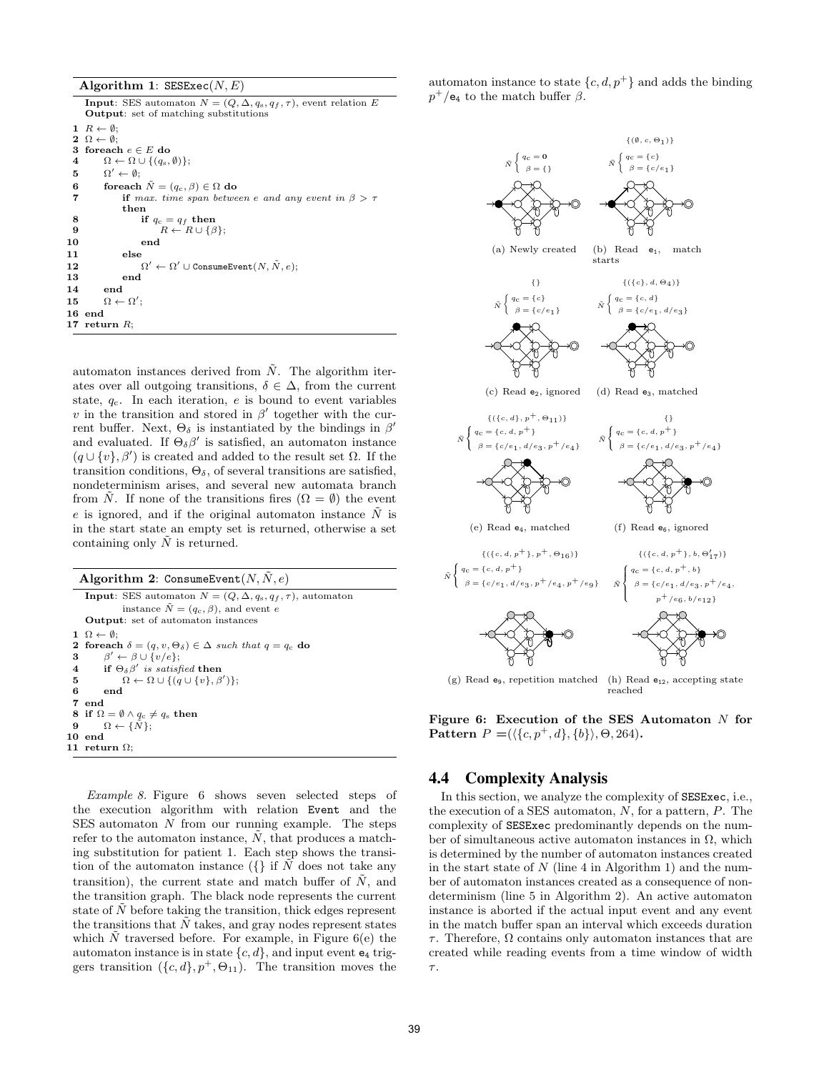**Algorithm 1**: SESExec$(N, E)$

```
Input: SES automaton N = (Q, Δ, q_s, q_f, τ), event relation E
Output: set of matching substitutions
1  R ← ∅;
2  Ω ← ∅;
3  foreach e ∈ E do
4      Ω ← Ω ∪ {(q_s, ∅)};
5      Ω' ← ∅;
6      foreach Ñ = (q_c, β) ∈ Ω do
7          if max. time span between e and any event in β > τ
           then
8              if q_c = q_f then
9                  R ← R ∪ {β};
10             end
11         else
12             Ω' ← Ω' ∪ ConsumeEvent(N, Ñ, e);
13         end
14     end
15     Ω ← Ω';
16 end
17 return R;
```

automaton instances derived from $\tilde{N}$. The algorithm iterates over all outgoing transitions, $\delta \in \Delta$, from the current state, $q_c$. In each iteration, $e$ is bound to event variables $v$ in the transition and stored in $\beta'$ together with the current buffer. Next, $\Theta_\delta$ is instantiated by the bindings in $\beta'$ and evaluated. If $\Theta_\delta \beta'$ is satisfied, an automaton instance $(q \cup \{v\}, \beta')$ is created and added to the result set $\Omega$. If the transition conditions, $\Theta_\delta$, of several transitions are satisfied, nondeterminism arises, and several new automata branch from $\tilde{N}$. If none of the transitions fires ($\Omega = \emptyset$) the event $e$ is ignored, and if the original automaton instance $\tilde{N}$ is in the start state an empty set is returned, otherwise a set containing only $\tilde{N}$ is returned.

**Algorithm 2**: ConsumeEvent$(N, \tilde{N}, e)$

```
Input: SES automaton N = (Q, Δ, q_s, q_f, τ), automaton
       instance Ñ = (q_c, β), and event e
Output: set of automaton instances
1  Ω ← ∅;
2  foreach δ = (q, v, Θ_δ) ∈ Δ such that q = q_c do
3      β' ← β ∪ {v/e};
4      if Θ_δ β' is satisfied then
5          Ω ← Ω ∪ {(q ∪ {v}, β')};
6      end
7  end
8  if Ω = ∅ ∧ q_c ≠ q_s then
9      Ω ← {Ñ};
10 end
11 return Ω;
```

*Example 8.* Figure 6 shows seven selected steps of the execution algorithm with relation Event and the SES automaton $N$ from our running example. The steps refer to the automaton instance, $\tilde{N}$, that produces a matching substitution for patient 1. Each step shows the transition of the automaton instance ({} if $\tilde{N}$ does not take any transition), the current state and match buffer of $\tilde{N}$, and the transition graph. The black node represents the current state of $\tilde{N}$ before taking the transition, thick edges represent the transitions that $\tilde{N}$ takes, and gray nodes represent states which $\tilde{N}$ traversed before. For example, in Figure 6(e) the automaton instance is in state $\{c, d\}$, and input event $e_4$ triggers transition $(\{c, d\}, p^+, \Theta_{11})$. The transition moves the automaton instance to state $\{c, d, p^+\}$ and adds the binding $p^+/e_4$ to the match buffer $\beta$.

(a) Newly created: $\tilde{N}\begin{cases} q_c = \mathbf{0} \\ \beta = \{\} \end{cases}$

(b) Read $e_1$, match starts: $\{(\emptyset, c, \Theta_1)\}$; $\tilde{N}\begin{cases} q_c = \{c\} \\ \beta = \{c/e_1\} \end{cases}$

(c) Read $e_2$, ignored: $\{\}$; $\tilde{N}\begin{cases} q_c = \{c\} \\ \beta = \{c/e_1\} \end{cases}$

(d) Read $e_3$, matched: $\{(\{c\}, d, \Theta_4)\}$; $\tilde{N}\begin{cases} q_c = \{c, d\} \\ \beta = \{c/e_1, d/e_3\} \end{cases}$

(e) Read $e_4$, matched: $\{(\{c, d\}, p^+, \Theta_{11})\}$; $\tilde{N}\begin{cases} q_c = \{c, d, p^+\} \\ \beta = \{c/e_1, d/e_3, p^+/e_4\} \end{cases}$

(f) Read $e_6$, ignored: $\{\}$; $\tilde{N}\begin{cases} q_c = \{c, d, p^+\} \\ \beta = \{c/e_1, d/e_3, p^+/e_4\} \end{cases}$

(g) Read $e_9$, repetition matched: $\{(\{c, d, p^+\}, p^+, \Theta_{16})\}$; $\tilde{N}\begin{cases} q_c = \{c, d, p^+\} \\ \beta = \{c/e_1, d/e_3, p^+/e_4, p^+/e_9\} \end{cases}$

(h) Read $e_{12}$, accepting state reached: $\{(\{c, d, p^+\}, b, \Theta'_{17})\}$; $\tilde{N}\begin{cases} q_c = \{c, d, p^+, b\} \\ \beta = \{c/e_1, d/e_3, p^+/e_4, p^+/e_6, b/e_{12}\} \end{cases}$

**Figure 6: Execution of the SES Automaton $N$ for Pattern $P = (\langle\{c, p^+, d\}, \{b\}\rangle, \Theta, 264)$.**

## 4.4 Complexity Analysis

In this section, we analyze the complexity of SESExec, i.e., the execution of a SES automaton, $N$, for a pattern, $P$. The complexity of SESExec predominantly depends on the number of simultaneous active automaton instances in $\Omega$, which is determined by the number of automaton instances created in the start state of $N$ (line 4 in Algorithm 1) and the number of automaton instances created as a consequence of nondeterminism (line 5 in Algorithm 2). An active automaton instance is aborted if the actual input event and any event in the match buffer span an interval which exceeds duration $\tau$. Therefore, $\Omega$ contains only automaton instances that are created while reading events from a time window of width $\tau$.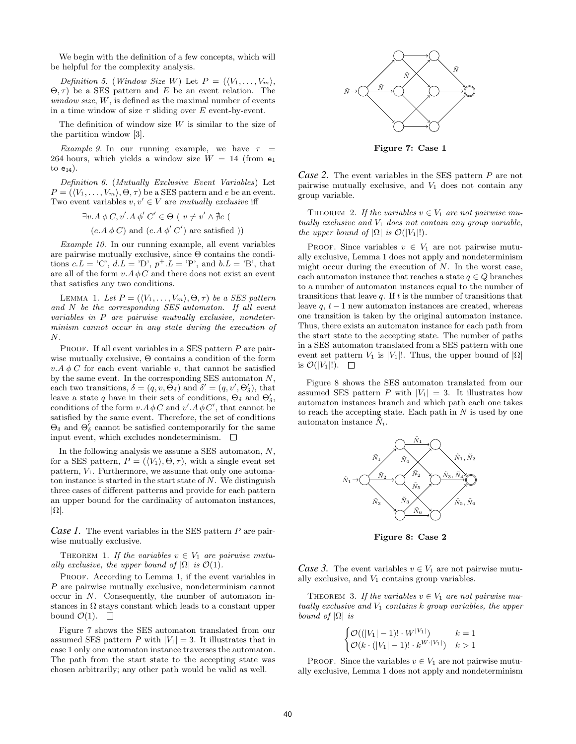We begin with the definition of a few concepts, which will be helpful for the complexity analysis.

*Definition 5.* (*Window Size W*) Let $P = (\langle V_1, \ldots, V_m \rangle, \Theta, \tau)$ be a SES pattern and $E$ be an event relation. The *window size*, $W$, is defined as the maximal number of events in a time window of size $\tau$ sliding over $E$ event-by-event.

The definition of window size $W$ is similar to the size of the partition window [3].

*Example 9.* In our running example, we have $\tau = 264$ hours, which yields a window size $W = 14$ (from $e_1$ to $e_{14}$).

*Definition 6.* (*Mutually Exclusive Event Variables*) Let $P = (\langle V_1, \ldots, V_m \rangle, \Theta, \tau)$ be a SES pattern and $e$ be an event. Two event variables $v, v' \in V$ are *mutually exclusive* iff

$$\exists v.A\,\phi\,C, v'.A\,\phi'\,C' \in \Theta\ (\ v \neq v' \wedge \nexists e\ ($$
$$(e.A\,\phi\,C) \text{ and } (e.A\,\phi'\,C') \text{ are satisfied }))$$

*Example 10.* In our running example, all event variables are pairwise mutually exclusive, since $\Theta$ contains the conditions $c.L =$ 'C', $d.L =$ 'D', $p^+.L =$ 'P', and $b.L =$ 'B', that are all of the form $v.A\,\phi\,C$ and there does not exist an event that satisfies any two conditions.

Lemma 1. *Let $P = (\langle V_1, \ldots, V_m \rangle, \Theta, \tau)$ be a SES pattern and $N$ be the corresponding SES automaton. If all event variables in $P$ are pairwise mutually exclusive, nondeterminism cannot occur in any state during the execution of $N$.*

Proof. If all event variables in a SES pattern $P$ are pairwise mutually exclusive, since $\Theta$ contains a condition of the form $v.A\,\phi\,C$ for each event variable $v$, that cannot be satisfied by the same event. In the corresponding SES automaton $N$, each two transitions, $\delta = (q, v, \Theta_\delta)$ and $\delta' = (q, v', \Theta'_\delta)$, that leave a state $q$ have in their sets of conditions, $\Theta_\delta$ and $\Theta'_\delta$, conditions of the form $v.A\,\phi\,C$ and $v'.A\,\phi\,C'$, that cannot be satisfied by the same event. Therefore, the set of conditions $\Theta_\delta$ and $\Theta'_\delta$ cannot be satisfied contemporarily for the same input event, which excludes nondeterminism. □

In the following analysis we assume a SES automaton, $N$, for a SES pattern, $P = (\langle V_1 \rangle, \Theta, \tau)$, with a single event set pattern, $V_1$. Furthermore, we assume that only one automaton instance is started in the start state of $N$. We distinguish three cases of different patterns and provide for each pattern an upper bound for the cardinality of automaton instances, $|\Omega|$.

***Case 1.*** The event variables in the SES pattern $P$ are pairwise mutually exclusive.

Theorem 1. *If the variables $v \in V_1$ are pairwise mutually exclusive, the upper bound of $|\Omega|$ is $\mathcal{O}(1)$.*

Proof. According to Lemma 1, if the event variables in $P$ are pairwise mutually exclusive, nondeterminism cannot occur in $N$. Consequently, the number of automaton instances in $\Omega$ stays constant which leads to a constant upper bound $\mathcal{O}(1)$. □

Figure 7 shows the SES automaton translated from our assumed SES pattern $P$ with $|V_1| = 3$. It illustrates that in case 1 only one automaton instance traverses the automaton. The path from the start state to the accepting state was chosen arbitrarily; any other path would be valid as well.

**Figure 7: Case 1**

***Case 2.*** The event variables in the SES pattern $P$ are not pairwise mutually exclusive, and $V_1$ does not contain any group variable.

Theorem 2. *If the variables $v \in V_1$ are not pairwise mutually exclusive and $V_1$ does not contain any group variable, the upper bound of $|\Omega|$ is $\mathcal{O}(|V_1|!)$.*

Proof. Since variables $v \in V_1$ are not pairwise mutually exclusive, Lemma 1 does not apply and nondeterminism might occur during the execution of $N$. In the worst case, each automaton instance that reaches a state $q \in Q$ branches to a number of automaton instances equal to the number of transitions that leave $q$. If $t$ is the number of transitions that leave $q$, $t - 1$ new automaton instances are created, whereas one transition is taken by the original automaton instance. Thus, there exists an automaton instance for each path from the start state to the accepting state. The number of paths in a SES automaton translated from a SES pattern with one event set pattern $V_1$ is $|V_1|!$. Thus, the upper bound of $|\Omega|$ is $\mathcal{O}(|V_1|!)$. □

Figure 8 shows the SES automaton translated from our assumed SES pattern $P$ with $|V_1| = 3$. It illustrates how automaton instances branch and which path each one takes to reach the accepting state. Each path in $N$ is used by one automaton instance $\tilde{N}_i$.

**Figure 8: Case 2**

***Case 3.*** The event variables $v \in V_1$ are not pairwise mutually exclusive, and $V_1$ contains group variables.

Theorem 3. *If the variables $v \in V_1$ are not pairwise mutually exclusive and $V_1$ contains $k$ group variables, the upper bound of $|\Omega|$ is*

$$\begin{cases} \mathcal{O}((|V_1| - 1)! \cdot W^{|V_1|}) & k = 1 \\ \mathcal{O}(k \cdot (|V_1| - 1)! \cdot k^{W \cdot |V_1|}) & k > 1 \end{cases}$$

Proof. Since the variables $v \in V_1$ are not pairwise mutually exclusive, Lemma 1 does not apply and nondeterminism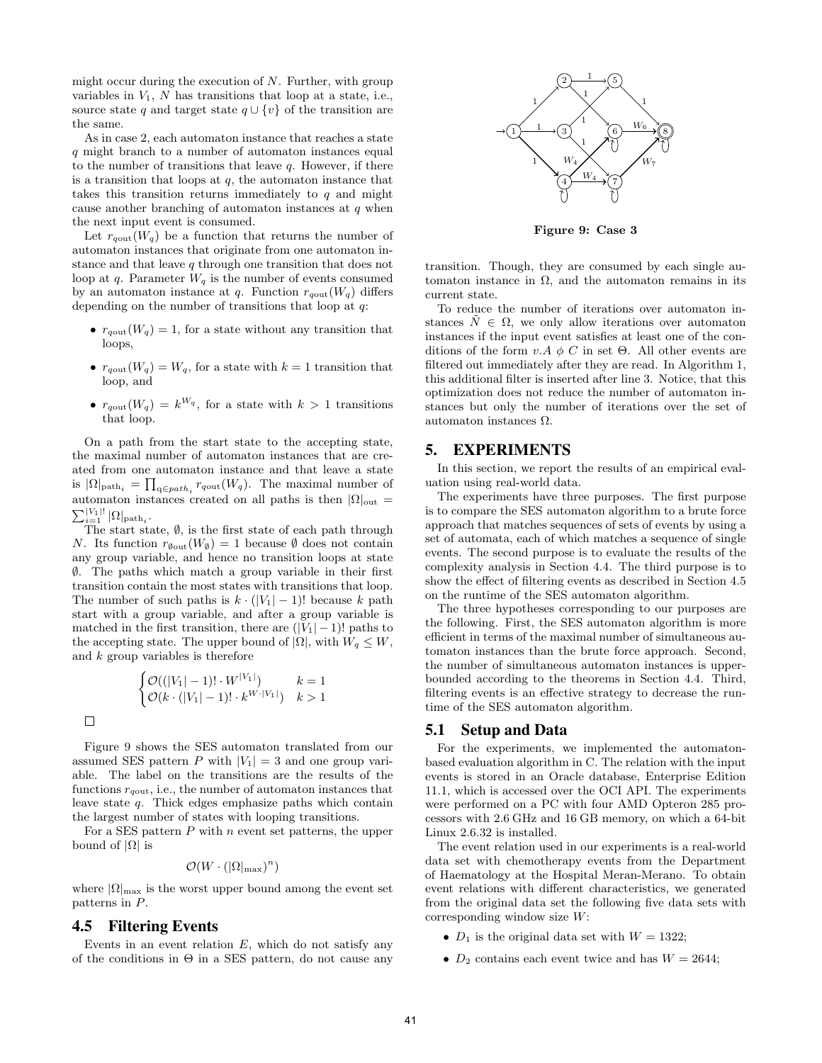might occur during the execution of $N$. Further, with group variables in $V_1$, $N$ has transitions that loop at a state, i.e., source state $q$ and target state $q \cup \{v\}$ of the transition are the same.

As in case 2, each automaton instance that reaches a state $q$ might branch to a number of automaton instances equal to the number of transitions that leave $q$. However, if there is a transition that loops at $q$, the automaton instance that takes this transition returns immediately to $q$ and might cause another branching of automaton instances at $q$ when the next input event is consumed.

Let $r_{q\text{out}}(W_q)$ be a function that returns the number of automaton instances that originate from one automaton instance and that leave $q$ through one transition that does not loop at $q$. Parameter $W_q$ is the number of events consumed by an automaton instance at $q$. Function $r_{q\text{out}}(W_q)$ differs depending on the number of transitions that loop at $q$:

- $r_{q\text{out}}(W_q) = 1$, for a state without any transition that loops,
- $r_{q\text{out}}(W_q) = W_q$, for a state with $k = 1$ transition that loop, and
- $r_{q\text{out}}(W_q) = k^{W_q}$, for a state with $k > 1$ transitions that loop.

On a path from the start state to the accepting state, the maximal number of automaton instances that are created from one automaton instance and that leave a state is $|\Omega|_{\text{path}_i} = \prod_{q \in path_i} r_{q\text{out}}(W_q)$. The maximal number of automaton instances created on all paths is then $|\Omega|_{\text{out}} = \sum_{i=1}^{|V_1|!} |\Omega|_{\text{path}_i}$.

The start state, $\emptyset$, is the first state of each path through $N$. Its function $r_{\emptyset\text{out}}(W_\emptyset) = 1$ because $\emptyset$ does not contain any group variable, and hence no transition loops at state $\emptyset$. The paths which match a group variable in their first transition contain the most states with transitions that loop. The number of such paths is $k \cdot (|V_1| - 1)!$ because $k$ path start with a group variable, and after a group variable is matched in the first transition, there are $(|V_1| - 1)!$ paths to the accepting state. The upper bound of $|\Omega|$, with $W_q \leq W$, and $k$ group variables is therefore

$$\begin{cases} \mathcal{O}((|V_1| - 1)! \cdot W^{|V_1|}) & k = 1 \\ \mathcal{O}(k \cdot (|V_1| - 1)! \cdot k^{W \cdot |V_1|}) & k > 1 \end{cases}$$

□

Figure 9 shows the SES automaton translated from our assumed SES pattern $P$ with $|V_1| = 3$ and one group variable. The label on the transitions are the results of the functions $r_{q\text{out}}$, i.e., the number of automaton instances that leave state $q$. Thick edges emphasize paths which contain the largest number of states with looping transitions.

For a SES pattern $P$ with $n$ event set patterns, the upper bound of $|\Omega|$ is

$$\mathcal{O}(W \cdot (|\Omega|_{\max})^n)$$

where $|\Omega|_{\max}$ is the worst upper bound among the event set patterns in $P$.

## 4.5 Filtering Events

Events in an event relation $E$, which do not satisfy any of the conditions in $\Theta$ in a SES pattern, do not cause any transition. Though, they are consumed by each single automaton instance in $\Omega$, and the automaton remains in its current state.

**Figure 9: Case 3**

To reduce the number of iterations over automaton instances $\tilde{N} \in \Omega$, we only allow iterations over automaton instances if the input event satisfies at least one of the conditions of the form $v.A \ \phi \ C$ in set $\Theta$. All other events are filtered out immediately after they are read. In Algorithm 1, this additional filter is inserted after line 3. Notice, that this optimization does not reduce the number of automaton instances but only the number of iterations over the set of automaton instances $\Omega$.

# 5. EXPERIMENTS

In this section, we report the results of an empirical evaluation using real-world data.

The experiments have three purposes. The first purpose is to compare the SES automaton algorithm to a brute force approach that matches sequences of sets of events by using a set of automata, each of which matches a sequence of single events. The second purpose is to evaluate the results of the complexity analysis in Section 4.4. The third purpose is to show the effect of filtering events as described in Section 4.5 on the runtime of the SES automaton algorithm.

The three hypotheses corresponding to our purposes are the following. First, the SES automaton algorithm is more efficient in terms of the maximal number of simultaneous automaton instances than the brute force approach. Second, the number of simultaneous automaton instances is upper-bounded according to the theorems in Section 4.4. Third, filtering events is an effective strategy to decrease the runtime of the SES automaton algorithm.

## 5.1 Setup and Data

For the experiments, we implemented the automaton-based evaluation algorithm in C. The relation with the input events is stored in an Oracle database, Enterprise Edition 11.1, which is accessed over the OCI API. The experiments were performed on a PC with four AMD Opteron 285 processors with 2.6 GHz and 16 GB memory, on which a 64-bit Linux 2.6.32 is installed.

The event relation used in our experiments is a real-world data set with chemotherapy events from the Department of Haematology at the Hospital Meran-Merano. To obtain event relations with different characteristics, we generated from the original data set the following five data sets with corresponding window size $W$:

- $D_1$ is the original data set with $W = 1322$;
- $D_2$ contains each event twice and has $W = 2644$;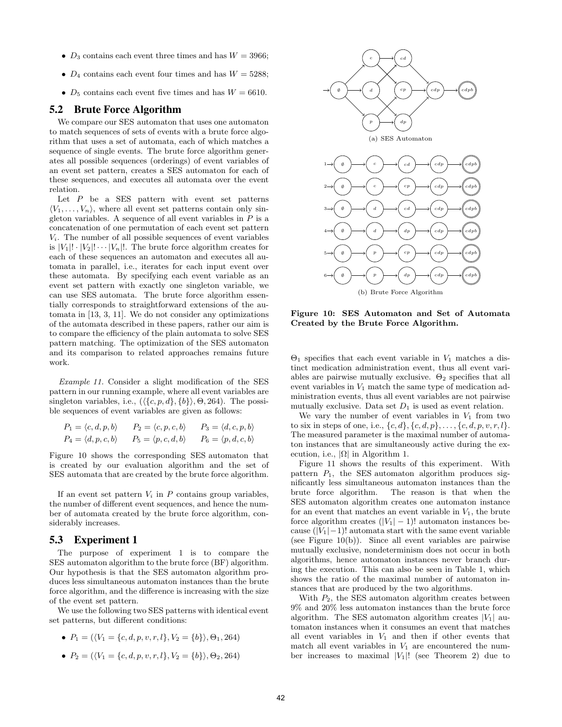- $D_3$ contains each event three times and has $W = 3966$;
- $D_4$ contains each event four times and has $W = 5288$;
- $D_5$ contains each event five times and has $W = 6610$.

## 5.2 Brute Force Algorithm

We compare our SES automaton that uses one automaton to match sequences of sets of events with a brute force algorithm that uses a set of automata, each of which matches a sequence of single events. The brute force algorithm generates all possible sequences (orderings) of event variables of an event set pattern, creates a SES automaton for each of these sequences, and executes all automata over the event relation.

Let $P$ be a SES pattern with event set patterns $\langle V_1, \ldots, V_n \rangle$, where all event set patterns contain only singleton variables. A sequence of all event variables in $P$ is a concatenation of one permutation of each event set pattern $V_i$. The number of all possible sequences of event variables is $|V_1|! \cdot |V_2|! \cdots |V_n|!$. The brute force algorithm creates for each of these sequences an automaton and executes all automata in parallel, i.e., iterates for each input event over these automata. By specifying each event variable as an event set pattern with exactly one singleton variable, we can use SES automata. The brute force algorithm essentially corresponds to straightforward extensions of the automata in [13, 3, 11]. We do not consider any optimizations of the automata described in these papers, rather our aim is to compare the efficiency of the plain automata to solve SES pattern matching. The optimization of the SES automaton and its comparison to related approaches remains future work.

*Example 11.* Consider a slight modification of the SES pattern in our running example, where all event variables are singleton variables, i.e., $(\langle\{c, p, d\}, \{b\}\rangle, \Theta, 264)$. The possible sequences of event variables are given as follows:

$$P_1 = \langle c, d, p, b \rangle \qquad P_2 = \langle c, p, c, b \rangle \qquad P_3 = \langle d, c, p, b \rangle$$
$$P_4 = \langle d, p, c, b \rangle \qquad P_5 = \langle p, c, d, b \rangle \qquad P_6 = \langle p, d, c, b \rangle$$

Figure 10 shows the corresponding SES automaton that is created by our evaluation algorithm and the set of SES automata that are created by the brute force algorithm.

(a) SES Automaton

(b) Brute Force Algorithm

**Figure 10: SES Automaton and Set of Automata Created by the Brute Force Algorithm.**

If an event set pattern $V_i$ in $P$ contains group variables, the number of different event sequences, and hence the number of automata created by the brute force algorithm, considerably increases.

## 5.3 Experiment 1

The purpose of experiment 1 is to compare the SES automaton algorithm to the brute force (BF) algorithm. Our hypothesis is that the SES automaton algorithm produces less simultaneous automaton instances than the brute force algorithm, and the difference is increasing with the size of the event set pattern.

We use the following two SES patterns with identical event set patterns, but different conditions:

- $P_1 = (\langle V_1 = \{c, d, p, v, r, l\}, V_2 = \{b\}\rangle, \Theta_1, 264)$
- $P_2 = (\langle V_1 = \{c, d, p, v, r, l\}, V_2 = \{b\}\rangle, \Theta_2, 264)$

$\Theta_1$ specifies that each event variable in $V_1$ matches a distinct medication administration event, thus all event variables are pairwise mutually exclusive. $\Theta_2$ specifies that all event variables in $V_1$ match the same type of medication administration events, thus all event variables are not pairwise mutually exclusive. Data set $D_1$ is used as event relation.

We vary the number of event variables in $V_1$ from two to six in steps of one, i.e., $\{c, d\}, \{c, d, p\}, \ldots, \{c, d, p, v, r, l\}$. The measured parameter is the maximal number of automaton instances that are simultaneously active during the execution, i.e., $|\Omega|$ in Algorithm 1.

Figure 11 shows the results of this experiment. With pattern $P_1$, the SES automaton algorithm produces significantly less simultaneous automaton instances than the brute force algorithm. The reason is that when the SES automaton algorithm creates one automaton instance for an event that matches an event variable in $V_1$, the brute force algorithm creates $(|V_1| - 1)!$ automaton instances because $(|V_1|-1)!$ automata start with the same event variable (see Figure 10(b)). Since all event variables are pairwise mutually exclusive, nondeterminism does not occur in both algorithms, hence automaton instances never branch during the execution. This can also be seen in Table 1, which shows the ratio of the maximal number of automaton instances that are produced by the two algorithms.

With $P_2$, the SES automaton algorithm creates between 9% and 20% less automaton instances than the brute force algorithm. The SES automaton algorithm creates $|V_1|$ automaton instances when it consumes an event that matches all event variables in $V_1$ and then if other events that match all event variables in $V_1$ are encountered the number increases to maximal $|V_1|!$ (see Theorem 2) due to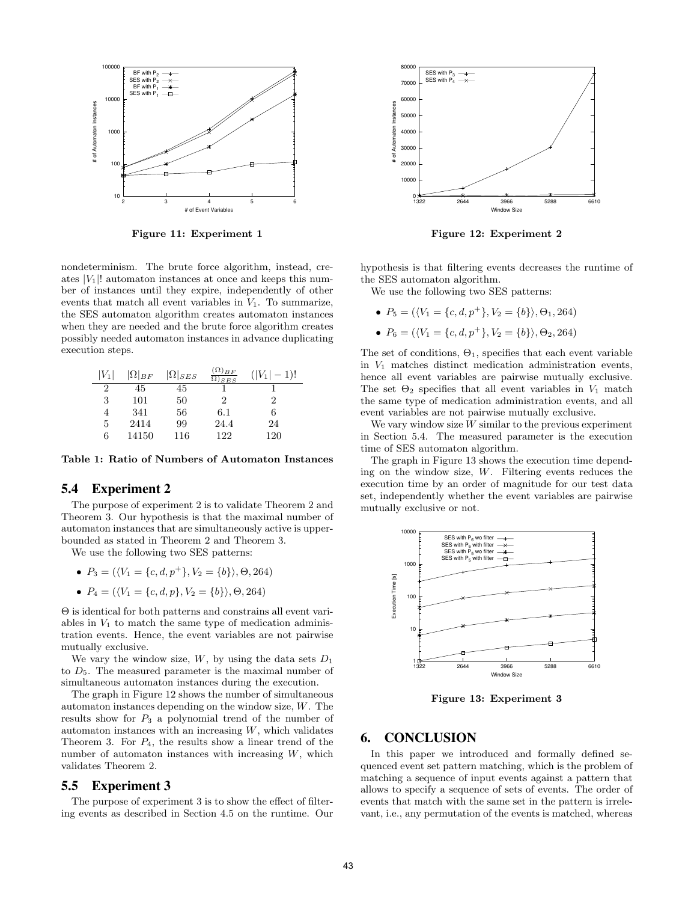Figure 11: Experiment 1

Figure 12: Experiment 2

nondeterminism. The brute force algorithm, instead, creates $|V_1|!$ automaton instances at once and keeps this number of instances until they expire, independently of other events that match all event variables in $V_1$. To summarize, the SES automaton algorithm creates automaton instances when they are needed and the brute force algorithm creates possibly needed automaton instances in advance duplicating execution steps.

| $\lvert V_1 \rvert$ | $\lvert\Omega\rvert_{BF}$ | $\lvert\Omega\rvert_{SES}$ | $\frac{(\Omega)_{BF}}{\Omega)_{SES}}$ | $(\lvert V_1 \rvert - 1)!$ |
|---|---|---|---|---|
| 2 | 45 | 45 | 1 | 1 |
| 3 | 101 | 50 | 2 | 2 |
| 4 | 341 | 56 | 6.1 | 6 |
| 5 | 2414 | 99 | 24.4 | 24 |
| 6 | 14150 | 116 | 122 | 120 |

**Table 1: Ratio of Numbers of Automaton Instances**

## 5.4 Experiment 2

The purpose of experiment 2 is to validate Theorem 2 and Theorem 3. Our hypothesis is that the maximal number of automaton instances that are simultaneously active is upperbounded as stated in Theorem 2 and Theorem 3.

We use the following two SES patterns:

- $P_3 = (\langle V_1 = \{c, d, p^+\}, V_2 = \{b\}\rangle, \Theta, 264)$
- $P_4 = (\langle V_1 = \{c, d, p\}, V_2 = \{b\}\rangle, \Theta, 264)$

$\Theta$ is identical for both patterns and constrains all event variables in $V_1$ to match the same type of medication administration events. Hence, the event variables are not pairwise mutually exclusive.

We vary the window size, $W$, by using the data sets $D_1$ to $D_5$. The measured parameter is the maximal number of simultaneous automaton instances during the execution.

The graph in Figure 12 shows the number of simultaneous automaton instances depending on the window size, $W$. The results show for $P_3$ a polynomial trend of the number of automaton instances with an increasing $W$, which validates Theorem 3. For $P_4$, the results show a linear trend of the number of automaton instances with increasing $W$, which validates Theorem 2.

## 5.5 Experiment 3

The purpose of experiment 3 is to show the effect of filtering events as described in Section 4.5 on the runtime. Our hypothesis is that filtering events decreases the runtime of the SES automaton algorithm.

We use the following two SES patterns:

- $P_5 = (\langle V_1 = \{c, d, p^+\}, V_2 = \{b\}\rangle, \Theta_1, 264)$
- $P_6 = (\langle V_1 = \{c, d, p^+\}, V_2 = \{b\}\rangle, \Theta_2, 264)$

The set of conditions, $\Theta_1$, specifies that each event variable in $V_1$ matches distinct medication administration events, hence all event variables are pairwise mutually exclusive. The set $\Theta_2$ specifies that all event variables in $V_1$ match the same type of medication administration events, and all event variables are not pairwise mutually exclusive.

We vary window size $W$ similar to the previous experiment in Section 5.4. The measured parameter is the execution time of SES automaton algorithm.

The graph in Figure 13 shows the execution time depending on the window size, $W$. Filtering events reduces the execution time by an order of magnitude for our test data set, independently whether the event variables are pairwise mutually exclusive or not.

Figure 13: Experiment 3

## 6. CONCLUSION

In this paper we introduced and formally defined sequenced event set pattern matching, which is the problem of matching a sequence of input events against a pattern that allows to specify a sequence of sets of events. The order of events that match with the same set in the pattern is irrelevant, i.e., any permutation of the events is matched, whereas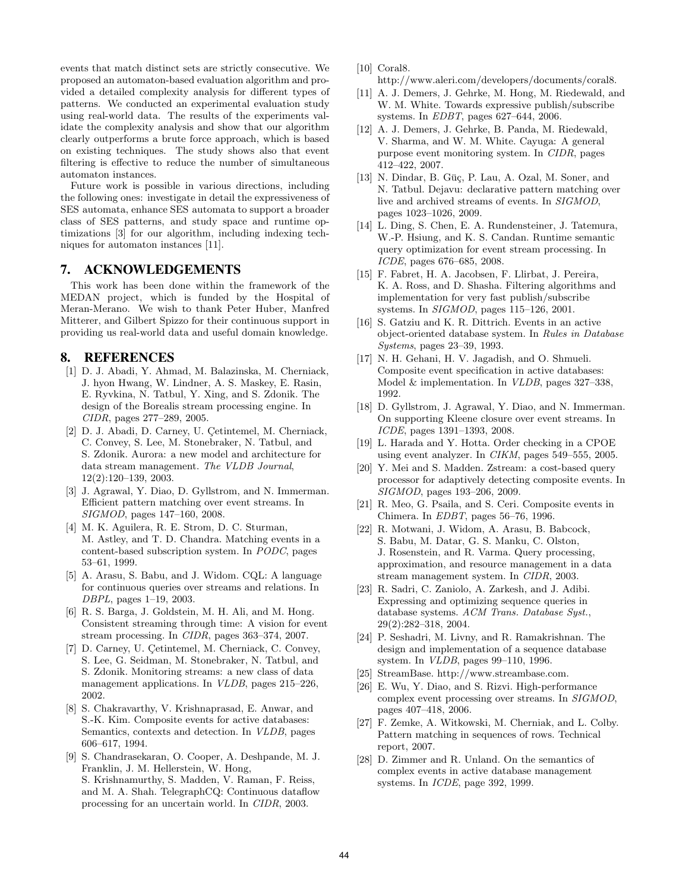events that match distinct sets are strictly consecutive. We proposed an automaton-based evaluation algorithm and provided a detailed complexity analysis for different types of patterns. We conducted an experimental evaluation study using real-world data. The results of the experiments validate the complexity analysis and show that our algorithm clearly outperforms a brute force approach, which is based on existing techniques. The study shows also that event filtering is effective to reduce the number of simultaneous automaton instances.

Future work is possible in various directions, including the following ones: investigate in detail the expressiveness of SES automata, enhance SES automata to support a broader class of SES patterns, and study space and runtime optimizations [3] for our algorithm, including indexing techniques for automaton instances [11].

## 7. ACKNOWLEDGEMENTS

This work has been done within the framework of the MEDAN project, which is funded by the Hospital of Meran-Merano. We wish to thank Peter Huber, Manfred Mitterer, and Gilbert Spizzo for their continuous support in providing us real-world data and useful domain knowledge.

## 8. REFERENCES

[1] D. J. Abadi, Y. Ahmad, M. Balazinska, M. Cherniack, J. hyon Hwang, W. Lindner, A. S. Maskey, E. Rasin, E. Ryvkina, N. Tatbul, Y. Xing, and S. Zdonik. The design of the Borealis stream processing engine. In *CIDR*, pages 277–289, 2005.

[2] D. J. Abadi, D. Carney, U. Çetintemel, M. Cherniack, C. Convey, S. Lee, M. Stonebraker, N. Tatbul, and S. Zdonik. Aurora: a new model and architecture for data stream management. *The VLDB Journal*, 12(2):120–139, 2003.

[3] J. Agrawal, Y. Diao, D. Gyllstrom, and N. Immerman. Efficient pattern matching over event streams. In *SIGMOD*, pages 147–160, 2008.

[4] M. K. Aguilera, R. E. Strom, D. C. Sturman, M. Astley, and T. D. Chandra. Matching events in a content-based subscription system. In *PODC*, pages 53–61, 1999.

[5] A. Arasu, S. Babu, and J. Widom. CQL: A language for continuous queries over streams and relations. In *DBPL*, pages 1–19, 2003.

[6] R. S. Barga, J. Goldstein, M. H. Ali, and M. Hong. Consistent streaming through time: A vision for event stream processing. In *CIDR*, pages 363–374, 2007.

[7] D. Carney, U. Çetintemel, M. Cherniack, C. Convey, S. Lee, G. Seidman, M. Stonebraker, N. Tatbul, and S. Zdonik. Monitoring streams: a new class of data management applications. In *VLDB*, pages 215–226, 2002.

[8] S. Chakravarthy, V. Krishnaprasad, E. Anwar, and S.-K. Kim. Composite events for active databases: Semantics, contexts and detection. In *VLDB*, pages 606–617, 1994.

[9] S. Chandrasekaran, O. Cooper, A. Deshpande, M. J. Franklin, J. M. Hellerstein, W. Hong, S. Krishnamurthy, S. Madden, V. Raman, F. Reiss, and M. A. Shah. TelegraphCQ: Continuous dataflow processing for an uncertain world. In *CIDR*, 2003.

[10] Coral8. http://www.aleri.com/developers/documents/coral8.

[11] A. J. Demers, J. Gehrke, M. Hong, M. Riedewald, and W. M. White. Towards expressive publish/subscribe systems. In *EDBT*, pages 627–644, 2006.

[12] A. J. Demers, J. Gehrke, B. Panda, M. Riedewald, V. Sharma, and W. M. White. Cayuga: A general purpose event monitoring system. In *CIDR*, pages 412–422, 2007.

[13] N. Dindar, B. Güç, P. Lau, A. Ozal, M. Soner, and N. Tatbul. Dejavu: declarative pattern matching over live and archived streams of events. In *SIGMOD*, pages 1023–1026, 2009.

[14] L. Ding, S. Chen, E. A. Rundensteiner, J. Tatemura, W.-P. Hsiung, and K. S. Candan. Runtime semantic query optimization for event stream processing. In *ICDE*, pages 676–685, 2008.

[15] F. Fabret, H. A. Jacobsen, F. Llirbat, J. Pereira, K. A. Ross, and D. Shasha. Filtering algorithms and implementation for very fast publish/subscribe systems. In *SIGMOD*, pages 115–126, 2001.

[16] S. Gatziu and K. R. Dittrich. Events in an active object-oriented database system. In *Rules in Database Systems*, pages 23–39, 1993.

[17] N. H. Gehani, H. V. Jagadish, and O. Shmueli. Composite event specification in active databases: Model & implementation. In *VLDB*, pages 327–338, 1992.

[18] D. Gyllstrom, J. Agrawal, Y. Diao, and N. Immerman. On supporting Kleene closure over event streams. In *ICDE*, pages 1391–1393, 2008.

[19] L. Harada and Y. Hotta. Order checking in a CPOE using event analyzer. In *CIKM*, pages 549–555, 2005.

[20] Y. Mei and S. Madden. Zstream: a cost-based query processor for adaptively detecting composite events. In *SIGMOD*, pages 193–206, 2009.

[21] R. Meo, G. Psaila, and S. Ceri. Composite events in Chimera. In *EDBT*, pages 56–76, 1996.

[22] R. Motwani, J. Widom, A. Arasu, B. Babcock, S. Babu, M. Datar, G. S. Manku, C. Olston, J. Rosenstein, and R. Varma. Query processing, approximation, and resource management in a data stream management system. In *CIDR*, 2003.

[23] R. Sadri, C. Zaniolo, A. Zarkesh, and J. Adibi. Expressing and optimizing sequence queries in database systems. *ACM Trans. Database Syst.*, 29(2):282–318, 2004.

[24] P. Seshadri, M. Livny, and R. Ramakrishnan. The design and implementation of a sequence database system. In *VLDB*, pages 99–110, 1996.

[25] StreamBase. http://www.streambase.com.

[26] E. Wu, Y. Diao, and S. Rizvi. High-performance complex event processing over streams. In *SIGMOD*, pages 407–418, 2006.

[27] F. Zemke, A. Witkowski, M. Cherniak, and L. Colby. Pattern matching in sequences of rows. Technical report, 2007.

[28] D. Zimmer and R. Unland. On the semantics of complex events in active database management systems. In *ICDE*, page 392, 1999.